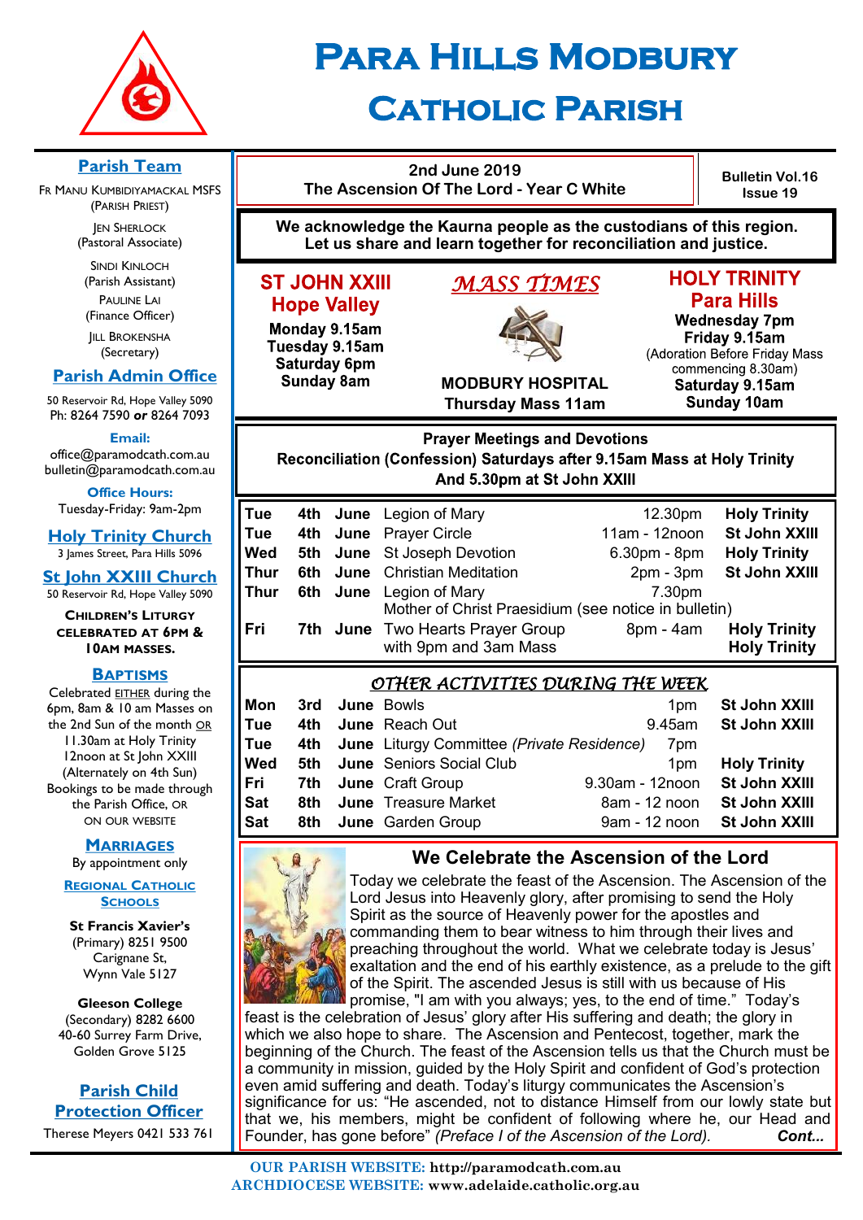# Para Hills Modbury Catholic Parish

## Parish Team

Fr Manu Kumbidiyamackal MSFS (Parish Priest)

Jen Sherlock (Pastoral Associate)

Sindi Kinloch (Parish Assistant)

Pauline Lai (Finance Officer)

Jill Brokensha (Secretary)

## Parish Admin Office

50 Reservoir Rd, Hope Valley 5090
Ph: 8264 7590 **or** 8264 7093

**Email:**
office@paramodcath.com.au
bulletin@paramodcath.com.au

**Office Hours:**
Tuesday-Friday: 9am-2pm

## Holy Trinity Church

3 James Street, Para Hills 5096

## St John XXIII Church

50 Reservoir Rd, Hope Valley 5090

**Children's Liturgy celebrated at 6pm & 10am Masses.**

## Baptisms

Celebrated EITHER during the 6pm, 8am & 10 am Masses on the 2nd Sun of the month OR 11.30am at Holy Trinity 12noon at St John XXIII (Alternately on 4th Sun) Bookings to be made through the Parish Office, OR ON OUR WEBSITE

## Marriages

By appointment only

## Regional Catholic Schools

**St Francis Xavier's**
(Primary) 8251 9500
Carignane St,
Wynn Vale 5127

**Gleeson College**
(Secondary) 8282 6600
40-60 Surrey Farm Drive,
Golden Grove 5125

## Parish Child Protection Officer

Therese Meyers 0421 533 761

---

**2nd June 2019**
**The Ascension Of The Lord - Year C White**

**Bulletin Vol.16 Issue 19**

**We acknowledge the Kaurna people as the custodians of this region. Let us share and learn together for reconciliation and justice.**

## *MASS TIMES*

**ST JOHN XXIII Hope Valley**
Monday 9.15am
Tuesday 9.15am
Saturday 6pm
Sunday 8am

**MODBURY HOSPITAL**
Thursday Mass 11am

**HOLY TRINITY Para Hills**
Wednesday 7pm
Friday 9.15am
(Adoration Before Friday Mass commencing 8.30am)
Saturday 9.15am
Sunday 10am

## Prayer Meetings and Devotions

**Reconciliation (Confession) Saturdays after 9.15am Mass at Holy Trinity And 5.30pm at St John XXIII**

| | | | | | |
|---|---|---|---|---|---|
| Tue | 4th | June | Legion of Mary | 12.30pm | Holy Trinity |
| Tue | 4th | June | Prayer Circle | 11am - 12noon | St John XXIII |
| Wed | 5th | June | St Joseph Devotion | 6.30pm - 8pm | Holy Trinity |
| Thur | 6th | June | Christian Meditation | 2pm - 3pm | St John XXIII |
| Thur | 6th | June | Legion of Mary<br>Mother of Christ Praesidium (see notice in bulletin) | 7.30pm | |
| Fri | 7th | June | Two Hearts Prayer Group<br>with 9pm and 3am Mass | 8pm - 4am | Holy Trinity<br>Holy Trinity |

## *OTHER ACTIVITIES DURING THE WEEK*

| | | | | | |
|---|---|---|---|---|---|
| Mon | 3rd | June | Bowls | 1pm | St John XXIII |
| Tue | 4th | June | Reach Out | 9.45am | St John XXIII |
| Tue | 4th | June | Liturgy Committee *(Private Residence)* | 7pm | |
| Wed | 5th | June | Seniors Social Club | 1pm | Holy Trinity |
| Fri | 7th | June | Craft Group | 9.30am - 12noon | St John XXIII |
| Sat | 8th | June | Treasure Market | 8am - 12 noon | St John XXIII |
| Sat | 8th | June | Garden Group | 9am - 12 noon | St John XXIII |

## We Celebrate the Ascension of the Lord

Today we celebrate the feast of the Ascension. The Ascension of the Lord Jesus into Heavenly glory, after promising to send the Holy Spirit as the source of Heavenly power for the apostles and commanding them to bear witness to him through their lives and preaching throughout the world. What we celebrate today is Jesus' exaltation and the end of his earthly existence, as a prelude to the gift of the Spirit. The ascended Jesus is still with us because of His promise, "I am with you always; yes, to the end of time." Today's feast is the celebration of Jesus' glory after His suffering and death; the glory in which we also hope to share. The Ascension and Pentecost, together, mark the beginning of the Church. The feast of the Ascension tells us that the Church must be a community in mission, guided by the Holy Spirit and confident of God's protection even amid suffering and death. Today's liturgy communicates the Ascension's significance for us: "He ascended, not to distance Himself from our lowly state but that we, his members, might be confident of following where he, our Head and Founder, has gone before" *(Preface I of the Ascension of the Lord).* ***Cont...***

**OUR PARISH WEBSITE:** http://paramodcath.com.au
**ARCHDIOCESE WEBSITE:** www.adelaide.catholic.org.au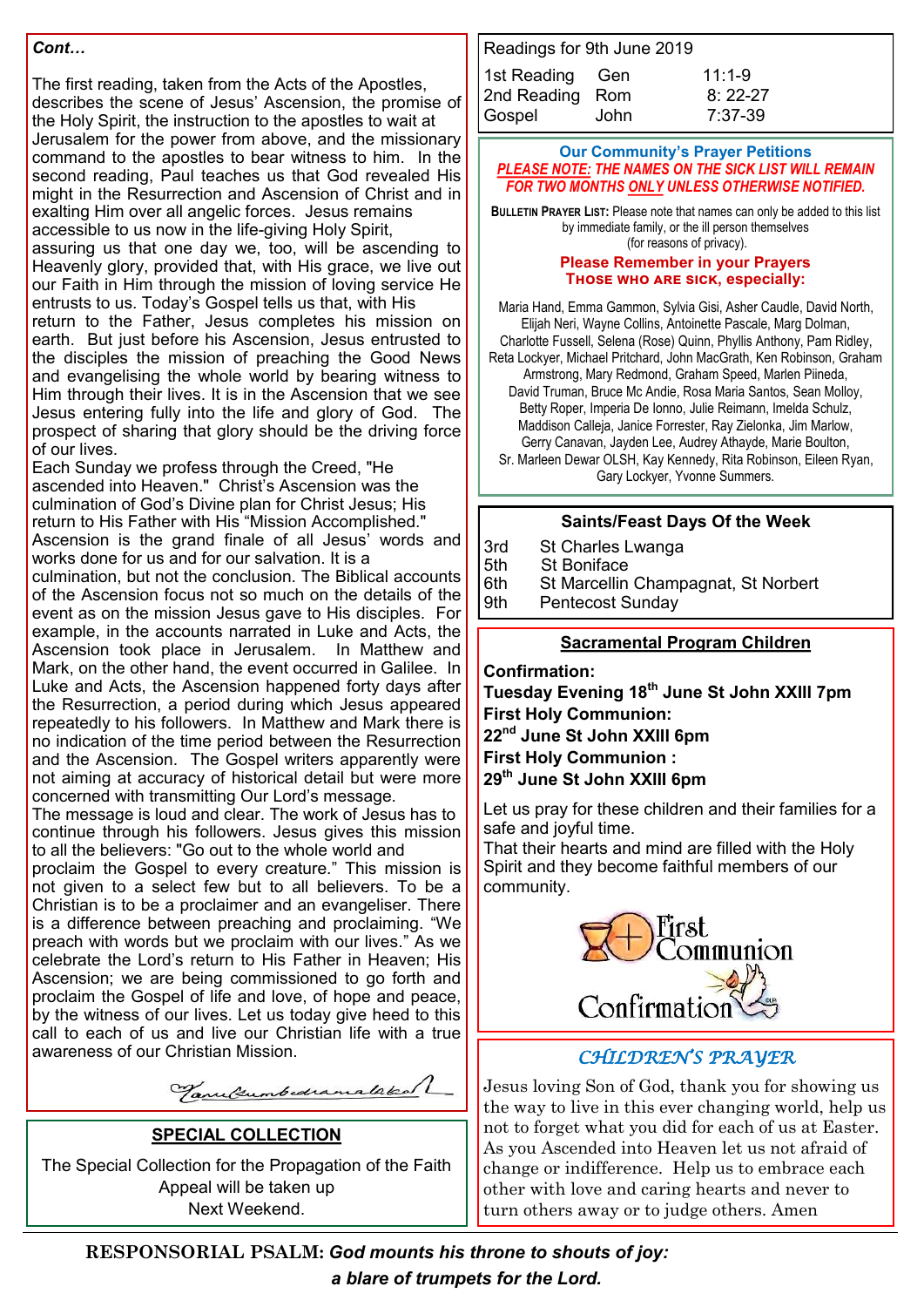*Cont…*

The first reading, taken from the Acts of the Apostles, describes the scene of Jesus' Ascension, the promise of the Holy Spirit, the instruction to the apostles to wait at Jerusalem for the power from above, and the missionary command to the apostles to bear witness to him. In the second reading, Paul teaches us that God revealed His might in the Resurrection and Ascension of Christ and in exalting Him over all angelic forces. Jesus remains accessible to us now in the life-giving Holy Spirit, assuring us that one day we, too, will be ascending to Heavenly glory, provided that, with His grace, we live out our Faith in Him through the mission of loving service He entrusts to us. Today's Gospel tells us that, with His return to the Father, Jesus completes his mission on earth. But just before his Ascension, Jesus entrusted to the disciples the mission of preaching the Good News and evangelising the whole world by bearing witness to Him through their lives. It is in the Ascension that we see Jesus entering fully into the life and glory of God. The prospect of sharing that glory should be the driving force of our lives.

Each Sunday we profess through the Creed, "He ascended into Heaven." Christ's Ascension was the culmination of God's Divine plan for Christ Jesus; His return to His Father with His "Mission Accomplished." Ascension is the grand finale of all Jesus' words and works done for us and for our salvation. It is a culmination, but not the conclusion. The Biblical accounts of the Ascension focus not so much on the details of the event as on the mission Jesus gave to His disciples. For example, in the accounts narrated in Luke and Acts, the Ascension took place in Jerusalem. In Matthew and Mark, on the other hand, the event occurred in Galilee. In Luke and Acts, the Ascension happened forty days after the Resurrection, a period during which Jesus appeared repeatedly to his followers. In Matthew and Mark there is no indication of the time period between the Resurrection and the Ascension. The Gospel writers apparently were not aiming at accuracy of historical detail but were more concerned with transmitting Our Lord's message.

The message is loud and clear. The work of Jesus has to continue through his followers. Jesus gives this mission to all the believers: "Go out to the whole world and proclaim the Gospel to every creature." This mission is not given to a select few but to all believers. To be a Christian is to be a proclaimer and an evangeliser. There is a difference between preaching and proclaiming. "We preach with words but we proclaim with our lives." As we celebrate the Lord's return to His Father in Heaven; His Ascension; we are being commissioned to go forth and proclaim the Gospel of life and love, of hope and peace, by the witness of our lives. Let us today give heed to this call to each of us and live our Christian life with a true awareness of our Christian Mission.

*Fr Kumbidamalakal*

## SPECIAL COLLECTION

The Special Collection for the Propagation of the Faith Appeal will be taken up Next Weekend.

## Readings for 9th June 2019

| | | |
|---|---|---|
| 1st Reading | Gen | 11:1-9 |
| 2nd Reading | Rom | 8: 22-27 |
| Gospel | John | 7:37-39 |

## Our Community's Prayer Petitions

***PLEASE NOTE: THE NAMES ON THE SICK LIST WILL REMAIN FOR TWO MONTHS ONLY UNLESS OTHERWISE NOTIFIED.***

**BULLETIN PRAYER LIST:** Please note that names can only be added to this list by immediate family, or the ill person themselves (for reasons of privacy).

**Please Remember in your Prayers THOSE WHO ARE SICK, especially:**

Maria Hand, Emma Gammon, Sylvia Gisi, Asher Caudle, David North, Elijah Neri, Wayne Collins, Antoinette Pascale, Marg Dolman, Charlotte Fussell, Selena (Rose) Quinn, Phyllis Anthony, Pam Ridley, Reta Lockyer, Michael Pritchard, John MacGrath, Ken Robinson, Graham Armstrong, Mary Redmond, Graham Speed, Marlen Piineda, David Truman, Bruce Mc Andie, Rosa Maria Santos, Sean Molloy, Betty Roper, Imperia De Ionno, Julie Reimann, Imelda Schulz, Maddison Calleja, Janice Forrester, Ray Zielonka, Jim Marlow, Gerry Canavan, Jayden Lee, Audrey Athayde, Marie Boulton, Sr. Marleen Dewar OLSH, Kay Kennedy, Rita Robinson, Eileen Ryan, Gary Lockyer, Yvonne Summers.

## Saints/Feast Days Of the Week

- 3rd St Charles Lwanga
- 5th St Boniface
- 6th St Marcellin Champagnat, St Norbert
- 9th Pentecost Sunday

## Sacramental Program Children

**Confirmation:**
**Tuesday Evening 18th June St John XXIII 7pm**
**First Holy Communion:**
**22nd June St John XXIII 6pm**
**First Holy Communion :**
**29th June St John XXIII 6pm**

Let us pray for these children and their families for a safe and joyful time.
That their hearts and mind are filled with the Holy Spirit and they become faithful members of our community.

First Communion
Confirmation

## *CHILDREN'S PRAYER*

Jesus loving Son of God, thank you for showing us the way to live in this ever changing world, help us not to forget what you did for each of us at Easter. As you Ascended into Heaven let us not afraid of change or indifference. Help us to embrace each other with love and caring hearts and never to turn others away or to judge others. Amen

**RESPONSORIAL PSALM:** ***God mounts his throne to shouts of joy: a blare of trumpets for the Lord.***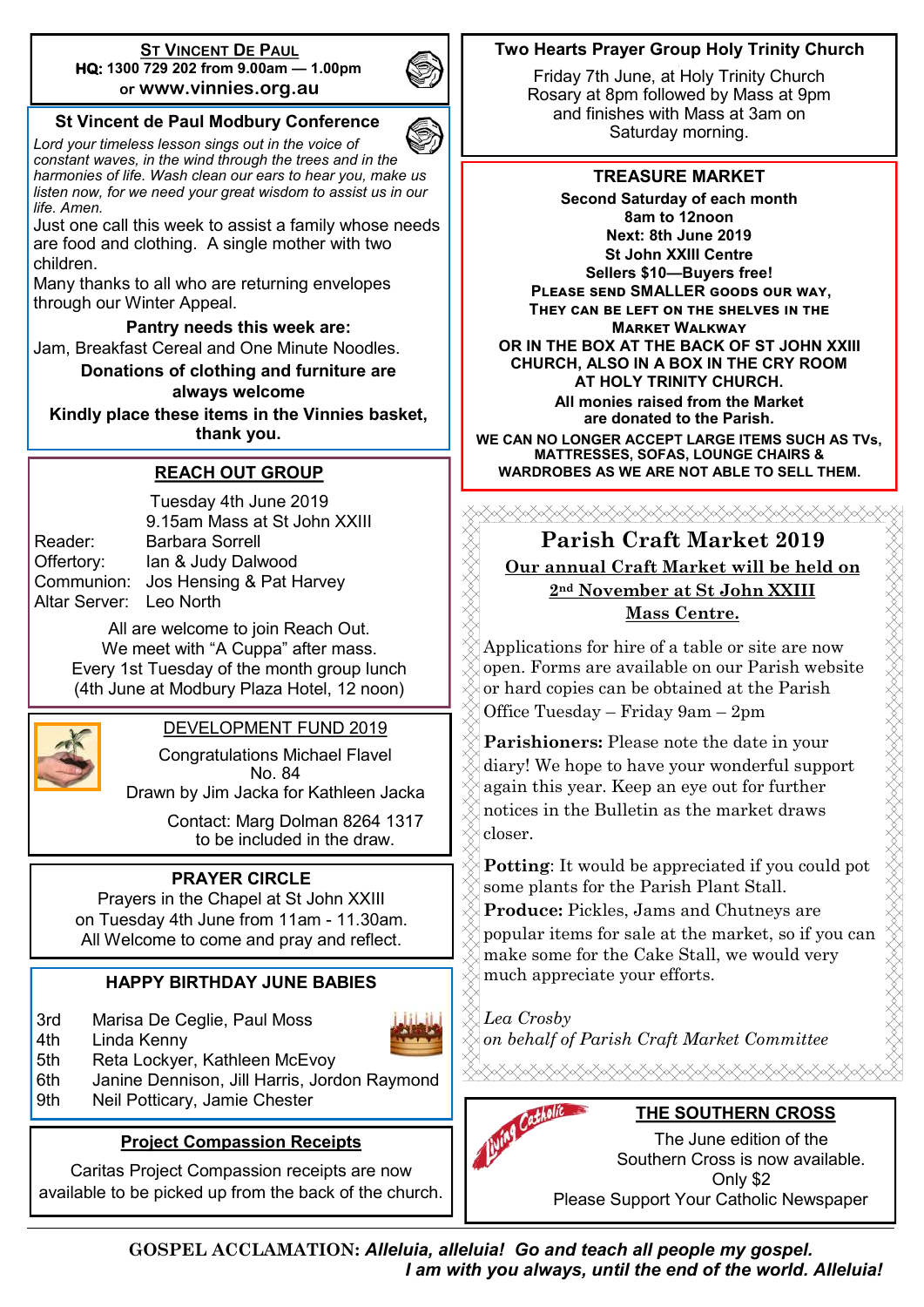## St Vincent De Paul

**HQ: 1300 729 202 from 9.00am — 1.00pm**
**or www.vinnies.org.au**

## St Vincent de Paul Modbury Conference

*Lord your timeless lesson sings out in the voice of constant waves, in the wind through the trees and in the harmonies of life. Wash clean our ears to hear you, make us listen now, for we need your great wisdom to assist us in our life. Amen.*

Just one call this week to assist a family whose needs are food and clothing. A single mother with two children.

Many thanks to all who are returning envelopes through our Winter Appeal.

**Pantry needs this week are:**

Jam, Breakfast Cereal and One Minute Noodles.

**Donations of clothing and furniture are always welcome**

**Kindly place these items in the Vinnies basket, thank you.**

## REACH OUT GROUP

Tuesday 4th June 2019
9.15am Mass at St John XXIII

Reader: Barbara Sorrell
Offertory: Ian & Judy Dalwood
Communion: Jos Hensing & Pat Harvey
Altar Server: Leo North

All are welcome to join Reach Out.
We meet with "A Cuppa" after mass.
Every 1st Tuesday of the month group lunch
(4th June at Modbury Plaza Hotel, 12 noon)

## DEVELOPMENT FUND 2019

Congratulations Michael Flavel
No. 84
Drawn by Jim Jacka for Kathleen Jacka

Contact: Marg Dolman 8264 1317
to be included in the draw.

## PRAYER CIRCLE

Prayers in the Chapel at St John XXIII
on Tuesday 4th June from 11am - 11.30am.
All Welcome to come and pray and reflect.

## HAPPY BIRTHDAY JUNE BABIES

- 3rd Marisa De Ceglie, Paul Moss
- 4th Linda Kenny
- 5th Reta Lockyer, Kathleen McEvoy
- 6th Janine Dennison, Jill Harris, Jordon Raymond
- 9th Neil Potticary, Jamie Chester

## Project Compassion Receipts

Caritas Project Compassion receipts are now available to be picked up from the back of the church.

## Two Hearts Prayer Group Holy Trinity Church

Friday 7th June, at Holy Trinity Church
Rosary at 8pm followed by Mass at 9pm
and finishes with Mass at 3am on
Saturday morning.

## TREASURE MARKET

**Second Saturday of each month**
**8am to 12noon**
**Next: 8th June 2019**
**St John XXIII Centre**
**Sellers $10—Buyers free!**

**PLEASE SEND SMALLER GOODS OUR WAY, THEY CAN BE LEFT ON THE SHELVES IN THE MARKET WALKWAY OR IN THE BOX AT THE BACK OF ST JOHN XXIII CHURCH, ALSO IN A BOX IN THE CRY ROOM AT HOLY TRINITY CHURCH.**

**All monies raised from the Market are donated to the Parish.**

**WE CAN NO LONGER ACCEPT LARGE ITEMS SUCH AS TVs, MATTRESSES, SOFAS, LOUNGE CHAIRS & WARDROBES AS WE ARE NOT ABLE TO SELL THEM.**

## Parish Craft Market 2019

**Our annual Craft Market will be held on 2nd November at St John XXIII Mass Centre.**

Applications for hire of a table or site are now open. Forms are available on our Parish website or hard copies can be obtained at the Parish Office Tuesday – Friday 9am – 2pm

**Parishioners:** Please note the date in your diary! We hope to have your wonderful support again this year. Keep an eye out for further notices in the Bulletin as the market draws closer.

**Potting**: It would be appreciated if you could pot some plants for the Parish Plant Stall.

**Produce:** Pickles, Jams and Chutneys are popular items for sale at the market, so if you can make some for the Cake Stall, we would very much appreciate your efforts.

*Lea Crosby*
*on behalf of Parish Craft Market Committee*

## THE SOUTHERN CROSS

The June edition of the Southern Cross is now available.
Only $2
Please Support Your Catholic Newspaper

---

**GOSPEL ACCLAMATION:** ***Alleluia, alleluia! Go and teach all people my gospel. I am with you always, until the end of the world. Alleluia!***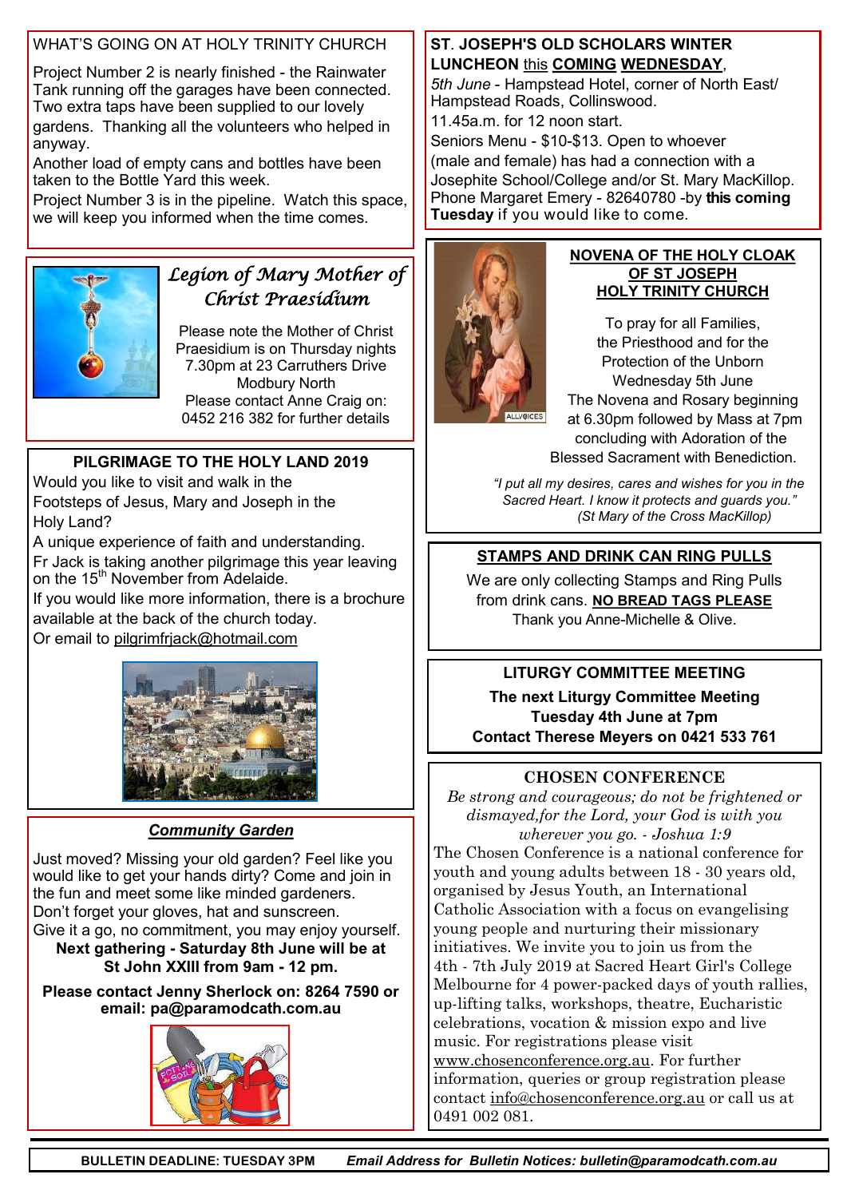WHAT'S GOING ON AT HOLY TRINITY CHURCH

Project Number 2 is nearly finished - the Rainwater Tank running off the garages have been connected. Two extra taps have been supplied to our lovely gardens. Thanking all the volunteers who helped in anyway.

Another load of empty cans and bottles have been taken to the Bottle Yard this week.

Project Number 3 is in the pipeline. Watch this space, we will keep you informed when the time comes.

## *Legion of Mary Mother of Christ Praesidium*

Please note the Mother of Christ Praesidium is on Thursday nights 7.30pm at 23 Carruthers Drive Modbury North
Please contact Anne Craig on: 0452 216 382 for further details

## PILGRIMAGE TO THE HOLY LAND 2019

Would you like to visit and walk in the Footsteps of Jesus, Mary and Joseph in the Holy Land?

A unique experience of faith and understanding.

Fr Jack is taking another pilgrimage this year leaving on the 15th November from Adelaide.

If you would like more information, there is a brochure available at the back of the church today.

Or email to pilgrimfrjack@hotmail.com

## *Community Garden*

Just moved? Missing your old garden? Feel like you would like to get your hands dirty? Come and join in the fun and meet some like minded gardeners.
Don't forget your gloves, hat and sunscreen.
Give it a go, no commitment, you may enjoy yourself.

**Next gathering - Saturday 8th June will be at St John XXIII from 9am - 12 pm.**

**Please contact Jenny Sherlock on: 8264 7590 or email: pa@paramodcath.com.au**

## ST. JOSEPH'S OLD SCHOLARS WINTER LUNCHEON this COMING WEDNESDAY,

*5th June* - Hampstead Hotel, corner of North East/ Hampstead Roads, Collinswood.
11.45a.m. for 12 noon start.
Seniors Menu - $10-$13. Open to whoever (male and female) has had a connection with a Josephite School/College and/or St. Mary MacKillop.
Phone Margaret Emery - 82640780 -by **this coming Tuesday** if you would like to come.

## NOVENA OF THE HOLY CLOAK OF ST JOSEPH HOLY TRINITY CHURCH

To pray for all Families, the Priesthood and for the Protection of the Unborn
Wednesday 5th June
The Novena and Rosary beginning at 6.30pm followed by Mass at 7pm concluding with Adoration of the Blessed Sacrament with Benediction.

*"I put all my desires, cares and wishes for you in the Sacred Heart. I know it protects and guards you." (St Mary of the Cross MacKillop)*

## STAMPS AND DRINK CAN RING PULLS

We are only collecting Stamps and Ring Pulls from drink cans. **NO BREAD TAGS PLEASE**
Thank you Anne-Michelle & Olive.

## LITURGY COMMITTEE MEETING

**The next Liturgy Committee Meeting Tuesday 4th June at 7pm**
**Contact Therese Meyers on 0421 533 761**

## CHOSEN CONFERENCE

*Be strong and courageous; do not be frightened or dismayed,for the Lord, your God is with you wherever you go. - Joshua 1:9*

The Chosen Conference is a national conference for youth and young adults between 18 - 30 years old, organised by Jesus Youth, an International Catholic Association with a focus on evangelising young people and nurturing their missionary initiatives. We invite you to join us from the 4th - 7th July 2019 at Sacred Heart Girl's College Melbourne for 4 power-packed days of youth rallies, up-lifting talks, workshops, theatre, Eucharistic celebrations, vocation & mission expo and live music. For registrations please visit www.chosenconference.org.au. For further information, queries or group registration please contact info@chosenconference.org.au or call us at 0491 002 081.

**BULLETIN DEADLINE: TUESDAY 3PM** ***Email Address for Bulletin Notices: bulletin@paramodcath.com.au***